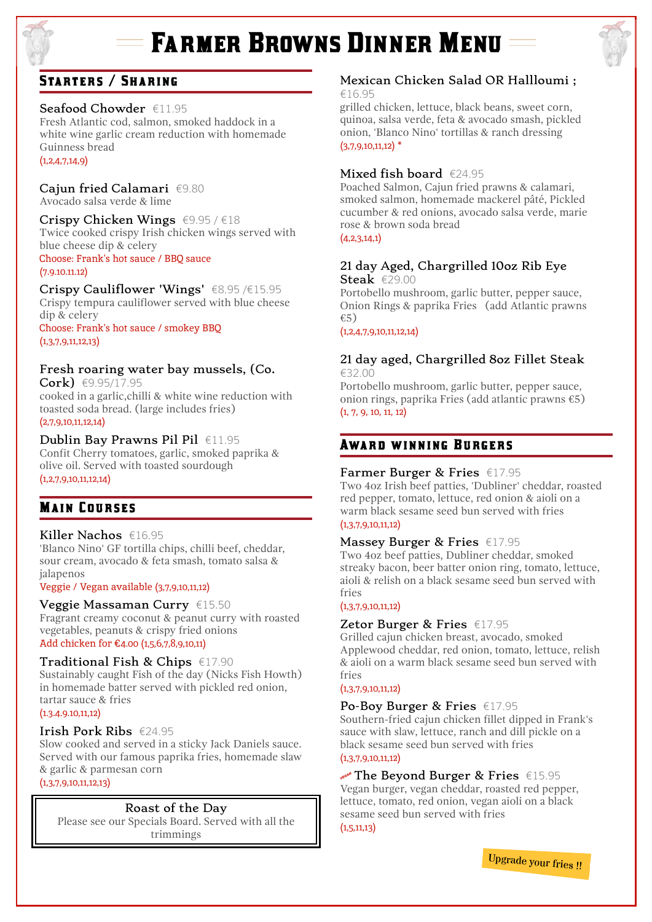# Farmer Browns Dinner Menu

## Starters / Sharing

**Seafood Chowder** €11.95
Fresh Atlantic cod, salmon, smoked haddock in a white wine garlic cream reduction with homemade Guinness bread
(1,2,4,7,14,9)

**Cajun fried Calamari** €9.80
Avocado salsa verde & lime

**Crispy Chicken Wings** €9.95 / €18
Twice cooked crispy Irish chicken wings served with blue cheese dip & celery
Choose: Frank's hot sauce / BBQ sauce
(7.9.10.11.12)

**Crispy Cauliflower 'Wings'** €8.95 /€15.95
Crispy tempura cauliflower served with blue cheese dip & celery
Choose: Frank's hot sauce / smokey BBQ
(1,3,7,9,11,12,13)

**Fresh roaring water bay mussels, (Co. Cork)** €9.95/17.95
cooked in a garlic,chilli & white wine reduction with toasted soda bread. (large includes fries)
(2,7,9,10,11,12,14)

**Dublin Bay Prawns Pil Pil** €11.95
Confit Cherry tomatoes, garlic, smoked paprika & olive oil. Served with toasted sourdough
(1,2,7,9,10,11,12,14)

## Main Courses

**Killer Nachos** €16.95
'Blanco Nino' GF tortilla chips, chilli beef, cheddar, sour cream, avocado & feta smash, tomato salsa & jalapenos
Veggie / Vegan available (3,7,9,10,11,12)

**Veggie Massaman Curry** €15.50
Fragrant creamy coconut & peanut curry with roasted vegetables, peanuts & crispy fried onions
Add chicken for €4.00 (1,5,6,7,8,9,10,11)

**Traditional Fish & Chips** €17.90
Sustainably caught Fish of the day (Nicks Fish Howth) in homemade batter served with pickled red onion, tartar sauce & fries
(1.3.4.9.10,11,12)

**Irish Pork Ribs** €24.95
Slow cooked and served in a sticky Jack Daniels sauce. Served with our famous paprika fries, homemade slaw & garlic & parmesan corn
(1,3,7,9,10,11,12,13)

**Roast of the Day**
Please see our Specials Board. Served with all the trimmings

**Mexican Chicken Salad OR Hallloumi ;** €16.95
grilled chicken, lettuce, black beans, sweet corn, quinoa, salsa verde, feta & avocado smash, pickled onion, 'Blanco Nino' tortillas & ranch dressing
(3,7,9,10,11,12) *

**Mixed fish board** €24.95
Poached Salmon, Cajun fried prawns & calamari, smoked salmon, homemade mackerel pâté, Pickled cucumber & red onions, avocado salsa verde, marie rose & brown soda bread
(4,2,3,14,1)

**21 day Aged, Chargrilled 10oz Rib Eye Steak** €29.00
Portobello mushroom, garlic butter, pepper sauce, Onion Rings & paprika Fries (add Atlantic prawns €5)
(1,2,4,7,9,10,11,12,14)

**21 day aged, Chargrilled 8oz Fillet Steak** €32.00
Portobello mushroom, garlic butter, pepper sauce, onion rings, paprika Fries (add atlantic prawns €5)
(1, 7, 9, 10, 11, 12)

## Award winning Burgers

**Farmer Burger & Fries** €17.95
Two 4oz Irish beef patties, 'Dubliner' cheddar, roasted red pepper, tomato, lettuce, red onion & aioli on a warm black sesame seed bun served with fries
(1,3,7,9,10,11,12)

**Massey Burger & Fries** €17.95
Two 4oz beef patties, Dubliner cheddar, smoked streaky bacon, beer batter onion ring, tomato, lettuce, aioli & relish on a black sesame seed bun served with fries
(1,3,7,9,10,11,12)

**Zetor Burger & Fries** €17.95
Grilled cajun chicken breast, avocado, smoked Applewood cheddar, red onion, tomato, lettuce, relish & aioli on a warm black sesame seed bun served with fries
(1,3,7,9,10,11,12)

**Po-Boy Burger & Fries** €17.95
Southern-fried cajun chicken fillet dipped in Frank's sauce with slaw, lettuce, ranch and dill pickle on a black sesame seed bun served with fries
(1,3,7,9,10,11,12)

**VEGAN The Beyond Burger & Fries** €15.95
Vegan burger, vegan cheddar, roasted red pepper, lettuce, tomato, red onion, vegan aioli on a black sesame seed bun served with fries
(1,5,11,13)

Upgrade your fries !!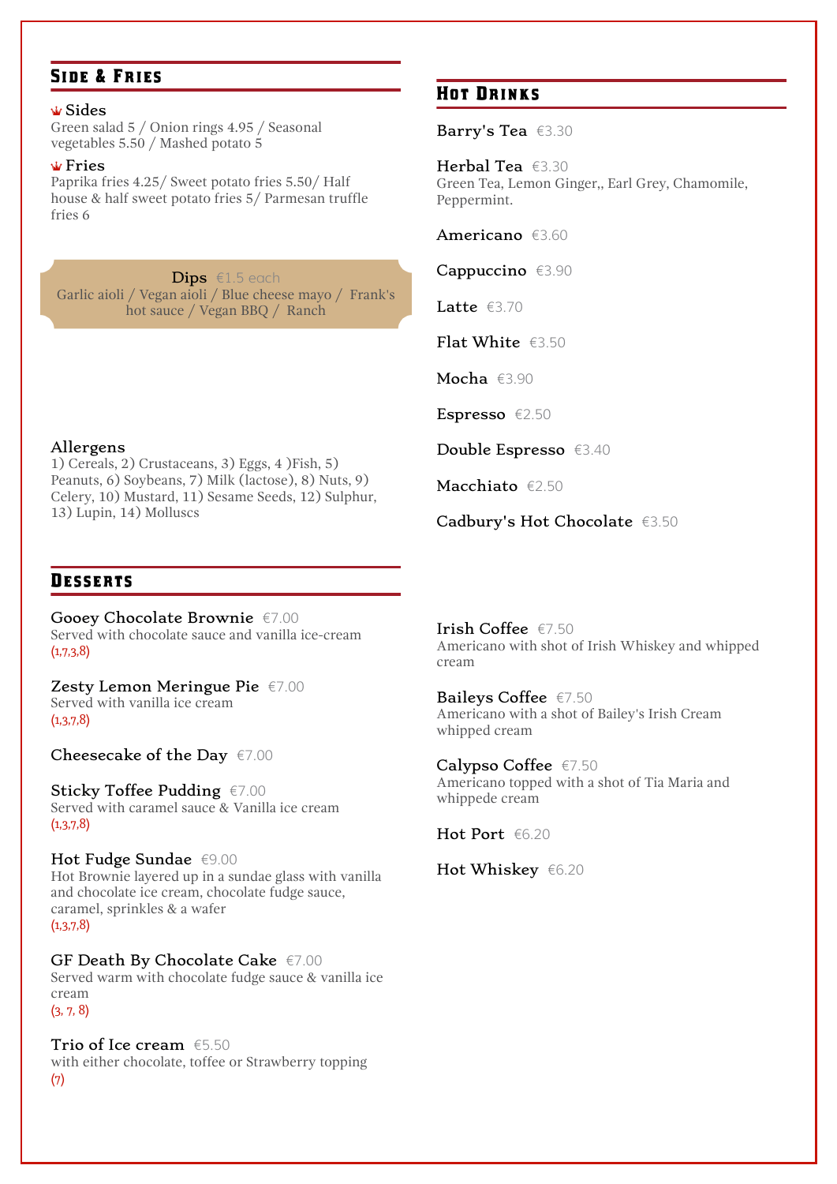## Side & Fries

**Sides**
Green salad 5 / Onion rings 4.95 / Seasonal vegetables 5.50 / Mashed potato 5

**Fries**
Paprika fries 4.25/ Sweet potato fries 5.50/ Half house & half sweet potato fries 5/ Parmesan truffle fries 6

**Dips** €1.5 each
Garlic aioli / Vegan aioli / Blue cheese mayo / Frank's hot sauce / Vegan BBQ / Ranch

**Allergens**
1) Cereals, 2) Crustaceans, 3) Eggs, 4 )Fish, 5) Peanuts, 6) Soybeans, 7) Milk (lactose), 8) Nuts, 9) Celery, 10) Mustard, 11) Sesame Seeds, 12) Sulphur, 13) Lupin, 14) Molluscs

## Desserts

**Gooey Chocolate Brownie** €7.00
Served with chocolate sauce and vanilla ice-cream
(1,7,3,8)

**Zesty Lemon Meringue Pie** €7.00
Served with vanilla ice cream
(1,3,7,8)

**Cheesecake of the Day** €7.00

**Sticky Toffee Pudding** €7.00
Served with caramel sauce & Vanilla ice cream
(1,3,7,8)

**Hot Fudge Sundae** €9.00
Hot Brownie layered up in a sundae glass with vanilla and chocolate ice cream, chocolate fudge sauce, caramel, sprinkles & a wafer
(1,3,7,8)

**GF Death By Chocolate Cake** €7.00
Served warm with chocolate fudge sauce & vanilla ice cream
(3, 7, 8)

**Trio of Ice cream** €5.50
with either chocolate, toffee or Strawberry topping
(7)

## Hot Drinks

**Barry's Tea** €3.30

**Herbal Tea** €3.30
Green Tea, Lemon Ginger,, Earl Grey, Chamomile, Peppermint.

**Americano** €3.60

**Cappuccino** €3.90

**Latte** €3.70

**Flat White** €3.50

**Mocha** €3.90

**Espresso** €2.50

**Double Espresso** €3.40

**Macchiato** €2.50

**Cadbury's Hot Chocolate** €3.50

**Irish Coffee** €7.50
Americano with shot of Irish Whiskey and whipped cream

**Baileys Coffee** €7.50
Americano with a shot of Bailey's Irish Cream whipped cream

**Calypso Coffee** €7.50
Americano topped with a shot of Tia Maria and whippede cream

**Hot Port** €6.20

**Hot Whiskey** €6.20